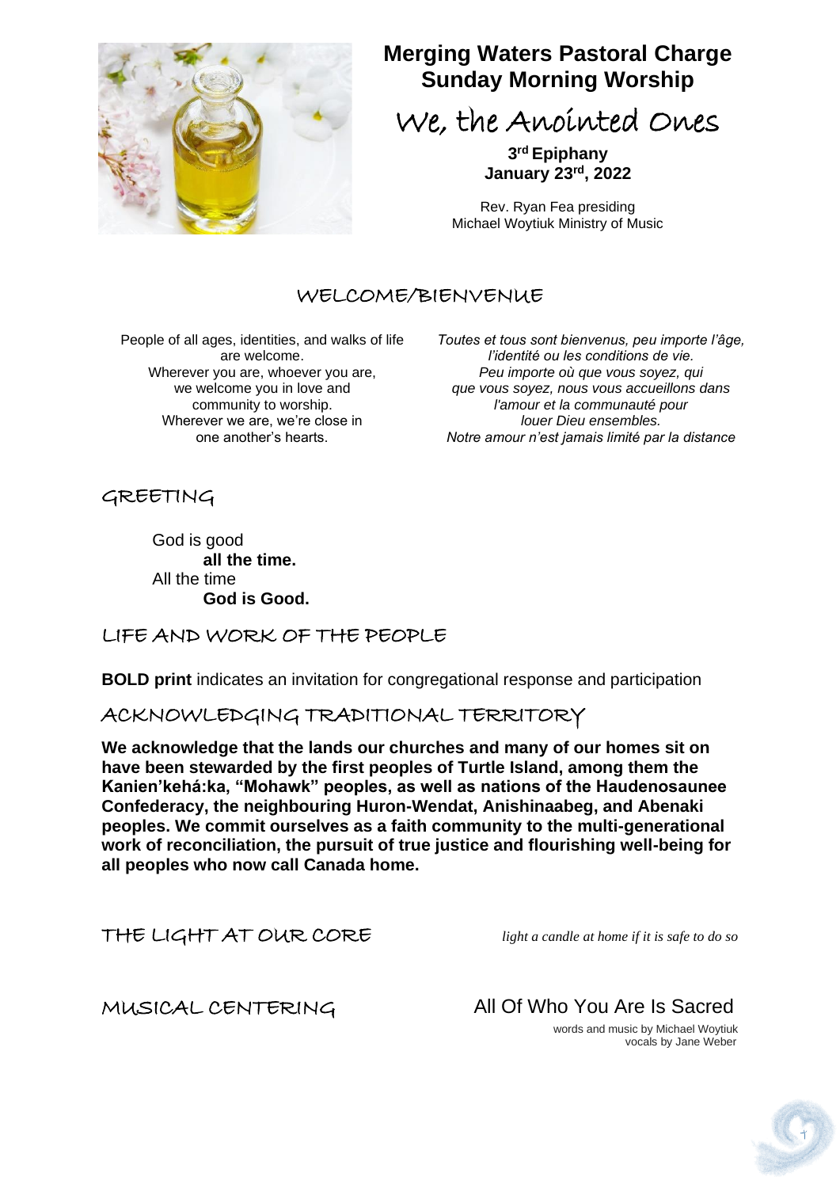# Merging Waters Pastoral Charge
# Sunday Morning Worship

## We, the Anointed Ones

**3rd Epiphany**
**January 23rd, 2022**

Rev. Ryan Fea presiding
Michael Woytiuk Ministry of Music

## WELCOME/BIENVENUE

People of all ages, identities, and walks of life are welcome.
Wherever you are, whoever you are, we welcome you in love and community to worship.
Wherever we are, we're close in one another's hearts.

*Toutes et tous sont bienvenus, peu importe l'âge, l'identité ou les conditions de vie.*
*Peu importe où que vous soyez, qui que vous soyez, nous vous accueillons dans l'amour et la communauté pour louer Dieu ensembles.*
*Notre amour n'est jamais limité par la distance*

## GREETING

God is good
**all the time.**
All the time
**God is Good.**

## LIFE AND WORK OF THE PEOPLE

**BOLD print** indicates an invitation for congregational response and participation

## ACKNOWLEDGING TRADITIONAL TERRITORY

**We acknowledge that the lands our churches and many of our homes sit on have been stewarded by the first peoples of Turtle Island, among them the Kanien'kehá:ka, "Mohawk" peoples, as well as nations of the Haudenosaunee Confederacy, the neighbouring Huron-Wendat, Anishinaabeg, and Abenaki peoples. We commit ourselves as a faith community to the multi-generational work of reconciliation, the pursuit of true justice and flourishing well-being for all peoples who now call Canada home.**

## THE LIGHT AT OUR CORE

*light a candle at home if it is safe to do so*

## MUSICAL CENTERING

All Of Who You Are Is Sacred
words and music by Michael Woytiuk
vocals by Jane Weber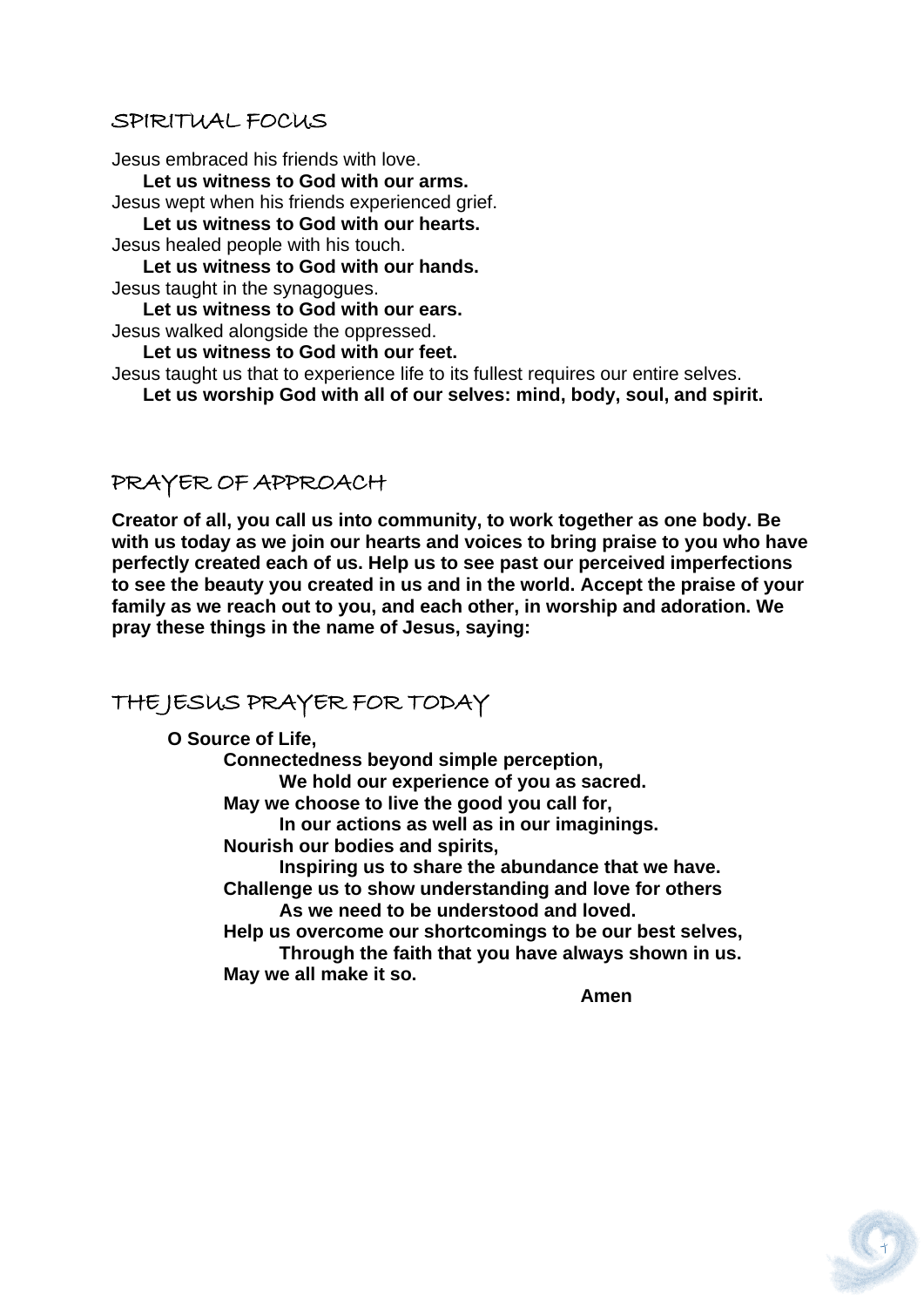## SPIRITUAL FOCUS

Jesus embraced his friends with love.
**Let us witness to God with our arms.**
Jesus wept when his friends experienced grief.
**Let us witness to God with our hearts.**
Jesus healed people with his touch.
**Let us witness to God with our hands.**
Jesus taught in the synagogues.
**Let us witness to God with our ears.**
Jesus walked alongside the oppressed.
**Let us witness to God with our feet.**
Jesus taught us that to experience life to its fullest requires our entire selves.
**Let us worship God with all of our selves: mind, body, soul, and spirit.**

## PRAYER OF APPROACH

**Creator of all, you call us into community, to work together as one body. Be with us today as we join our hearts and voices to bring praise to you who have perfectly created each of us. Help us to see past our perceived imperfections to see the beauty you created in us and in the world. Accept the praise of your family as we reach out to you, and each other, in worship and adoration. We pray these things in the name of Jesus, saying:**

## THE JESUS PRAYER FOR TODAY

**O Source of Life,**
**Connectedness beyond simple perception,**
**We hold our experience of you as sacred.**
**May we choose to live the good you call for,**
**In our actions as well as in our imaginings.**
**Nourish our bodies and spirits,**
**Inspiring us to share the abundance that we have.**
**Challenge us to show understanding and love for others**
**As we need to be understood and loved.**
**Help us overcome our shortcomings to be our best selves,**
**Through the faith that you have always shown in us.**
**May we all make it so.**
**Amen**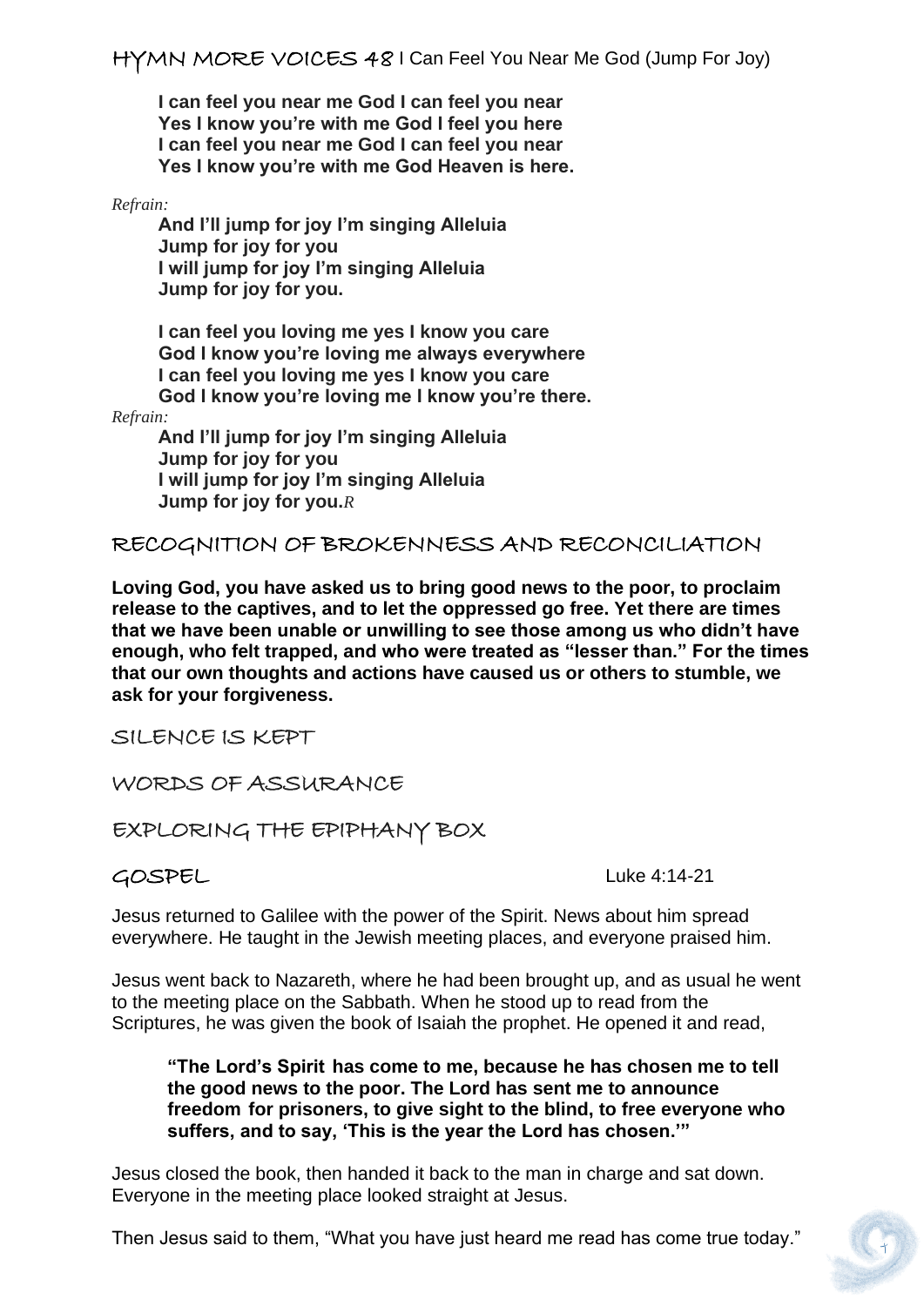## HYMN MORE VOICES 48 I Can Feel You Near Me God (Jump For Joy)

**I can feel you near me God I can feel you near**
**Yes I know you're with me God I feel you here**
**I can feel you near me God I can feel you near**
**Yes I know you're with me God Heaven is here.**

*Refrain:*

**And I'll jump for joy I'm singing Alleluia**
**Jump for joy for you**
**I will jump for joy I'm singing Alleluia**
**Jump for joy for you.**

**I can feel you loving me yes I know you care**
**God I know you're loving me always everywhere**
**I can feel you loving me yes I know you care**
**God I know you're loving me I know you're there.**

*Refrain:*

**And I'll jump for joy I'm singing Alleluia**
**Jump for joy for you**
**I will jump for joy I'm singing Alleluia**
**Jump for joy for you.***R*

## RECOGNITION OF BROKENNESS AND RECONCILIATION

**Loving God, you have asked us to bring good news to the poor, to proclaim release to the captives, and to let the oppressed go free. Yet there are times that we have been unable or unwilling to see those among us who didn't have enough, who felt trapped, and who were treated as "lesser than." For the times that our own thoughts and actions have caused us or others to stumble, we ask for your forgiveness.**

## SILENCE IS KEPT

## WORDS OF ASSURANCE

## EXPLORING THE EPIPHANY BOX

## GOSPEL Luke 4:14-21

Jesus returned to Galilee with the power of the Spirit. News about him spread everywhere. He taught in the Jewish meeting places, and everyone praised him.

Jesus went back to Nazareth, where he had been brought up, and as usual he went to the meeting place on the Sabbath. When he stood up to read from the Scriptures, he was given the book of Isaiah the prophet. He opened it and read,

> **"The Lord's Spirit has come to me, because he has chosen me to tell the good news to the poor. The Lord has sent me to announce freedom for prisoners, to give sight to the blind, to free everyone who suffers, and to say, 'This is the year the Lord has chosen.'"**

Jesus closed the book, then handed it back to the man in charge and sat down. Everyone in the meeting place looked straight at Jesus.

Then Jesus said to them, "What you have just heard me read has come true today."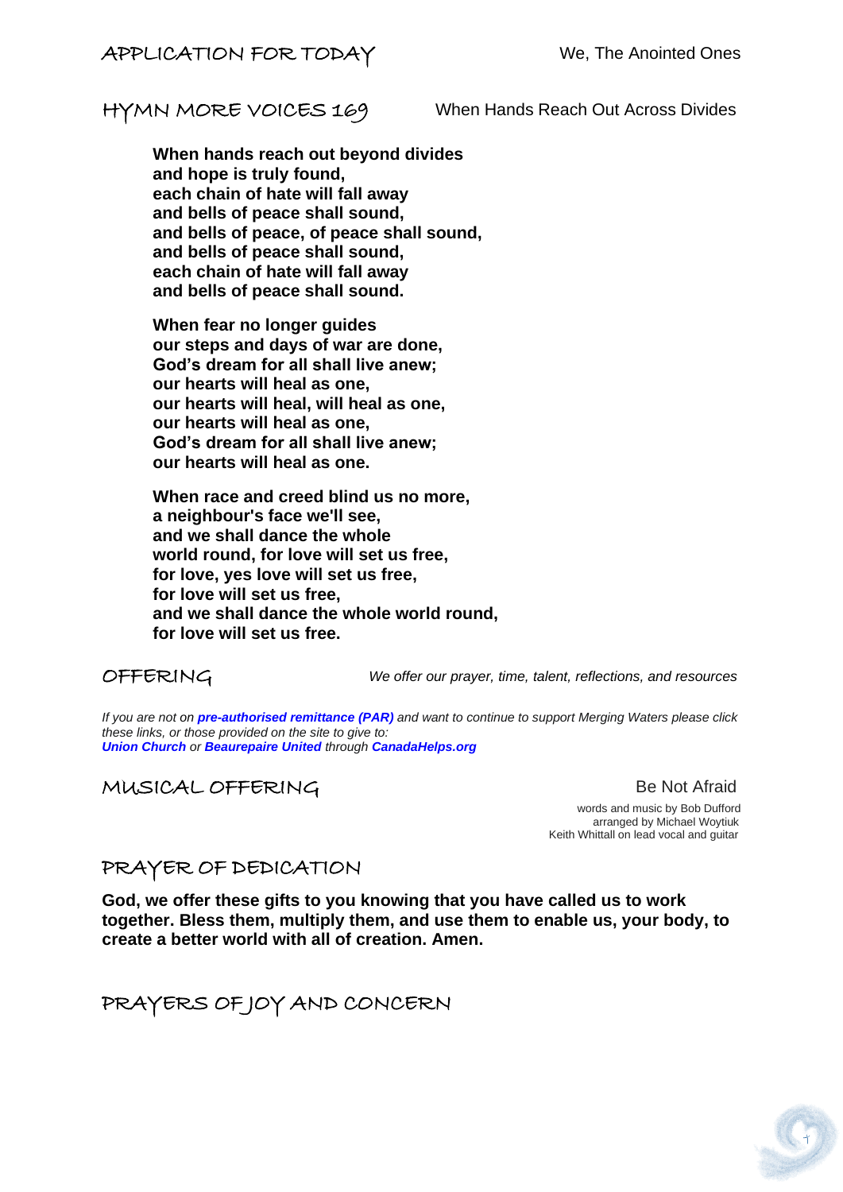## APPLICATION FOR TODAY

We, The Anointed Ones

## HYMN MORE VOICES 169

When Hands Reach Out Across Divides

**When hands reach out beyond divides**
**and hope is truly found,**
**each chain of hate will fall away**
**and bells of peace shall sound,**
**and bells of peace, of peace shall sound,**
**and bells of peace shall sound,**
**each chain of hate will fall away**
**and bells of peace shall sound.**

**When fear no longer guides**
**our steps and days of war are done,**
**God's dream for all shall live anew;**
**our hearts will heal as one,**
**our hearts will heal, will heal as one,**
**our hearts will heal as one,**
**God's dream for all shall live anew;**
**our hearts will heal as one.**

**When race and creed blind us no more,**
**a neighbour's face we'll see,**
**and we shall dance the whole**
**world round, for love will set us free,**
**for love, yes love will set us free,**
**for love will set us free,**
**and we shall dance the whole world round,**
**for love will set us free.**

## OFFERING

*We offer our prayer, time, talent, reflections, and resources*

*If you are not on* ***pre-authorised remittance (PAR)*** *and want to continue to support Merging Waters please click these links, or those provided on the site to give to:*
***Union Church*** *or* ***Beaurepaire United*** *through* ***CanadaHelps.org***

## MUSICAL OFFERING

Be Not Afraid

words and music by Bob Dufford
arranged by Michael Woytiuk
Keith Whittall on lead vocal and guitar

## PRAYER OF DEDICATION

**God, we offer these gifts to you knowing that you have called us to work together. Bless them, multiply them, and use them to enable us, your body, to create a better world with all of creation. Amen.**

## PRAYERS OF JOY AND CONCERN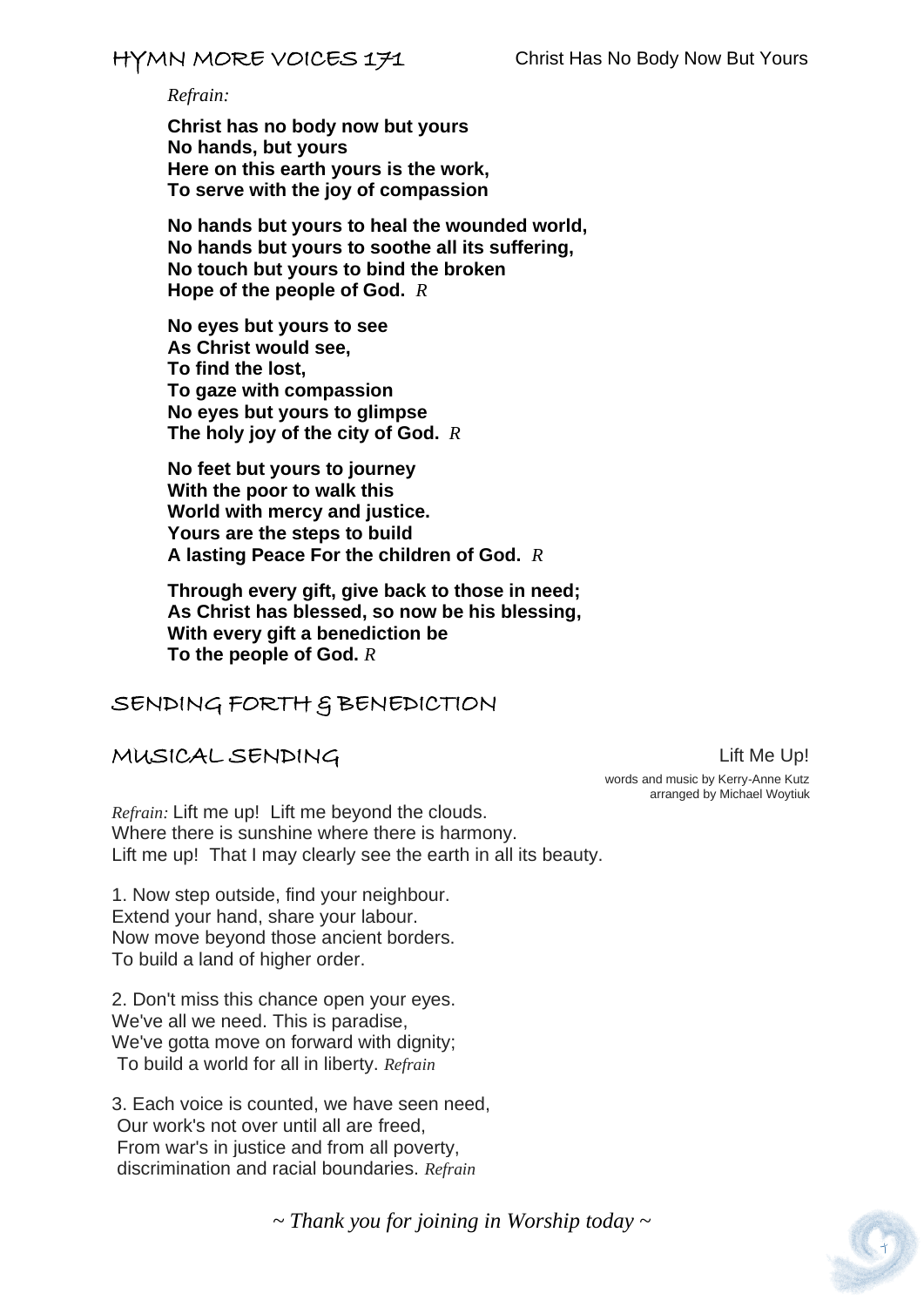## HYMN MORE VOICES 171 — Christ Has No Body Now But Yours

*Refrain:*

**Christ has no body now but yours**
**No hands, but yours**
**Here on this earth yours is the work,**
**To serve with the joy of compassion**

**No hands but yours to heal the wounded world,**
**No hands but yours to soothe all its suffering,**
**No touch but yours to bind the broken**
**Hope of the people of God.** *R*

**No eyes but yours to see**
**As Christ would see,**
**To find the lost,**
**To gaze with compassion**
**No eyes but yours to glimpse**
**The holy joy of the city of God.** *R*

**No feet but yours to journey**
**With the poor to walk this**
**World with mercy and justice.**
**Yours are the steps to build**
**A lasting Peace For the children of God.** *R*

**Through every gift, give back to those in need;**
**As Christ has blessed, so now be his blessing,**
**With every gift a benediction be**
**To the people of God.** *R*

## SENDING FORTH & BENEDICTION

## MUSICAL SENDING — Lift Me Up!

words and music by Kerry-Anne Kutz
arranged by Michael Woytiuk

*Refrain:* Lift me up! Lift me beyond the clouds.
Where there is sunshine where there is harmony.
Lift me up! That I may clearly see the earth in all its beauty.

1. Now step outside, find your neighbour.
Extend your hand, share your labour.
Now move beyond those ancient borders.
To build a land of higher order.

2. Don't miss this chance open your eyes.
We've all we need. This is paradise,
We've gotta move on forward with dignity;
To build a world for all in liberty. *Refrain*

3. Each voice is counted, we have seen need,
Our work's not over until all are freed,
From war's in justice and from all poverty,
discrimination and racial boundaries. *Refrain*

*~ Thank you for joining in Worship today ~*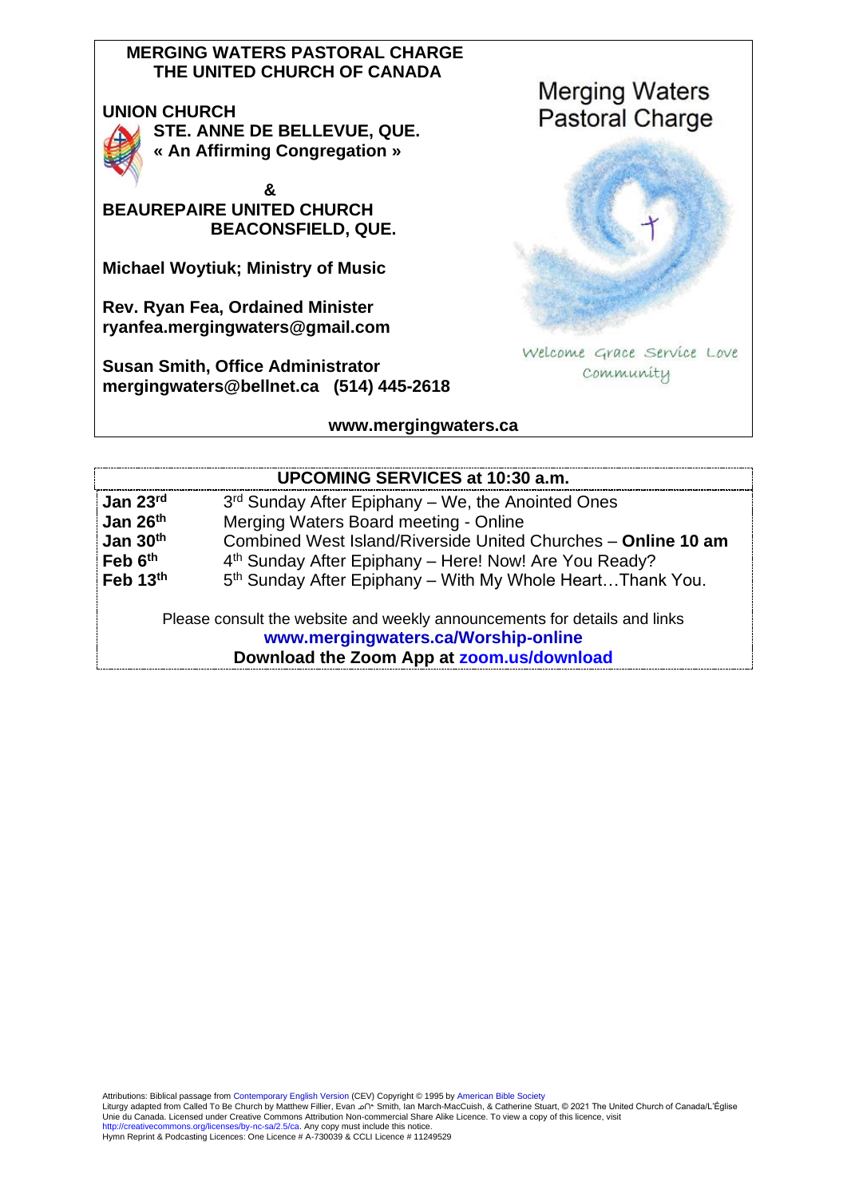**MERGING WATERS PASTORAL CHARGE**
**THE UNITED CHURCH OF CANADA**

**UNION CHURCH**
**STE. ANNE DE BELLEVUE, QUE.**
**« An Affirming Congregation »**

**&**

**BEAUREPAIRE UNITED CHURCH**
**BEACONSFIELD, QUE.**

**Michael Woytiuk; Ministry of Music**

**Rev. Ryan Fea, Ordained Minister**
**ryanfea.mergingwaters@gmail.com**

**Susan Smith, Office Administrator**
**mergingwaters@bellnet.ca (514) 445-2618**

Merging Waters Pastoral Charge

Welcome Grace Service Love Community

**www.mergingwaters.ca**

**UPCOMING SERVICES at 10:30 a.m.**

| | |
|---|---|
| **Jan 23rd** | 3rd Sunday After Epiphany – We, the Anointed Ones |
| **Jan 26th** | Merging Waters Board meeting - Online |
| **Jan 30th** | Combined West Island/Riverside United Churches – **Online 10 am** |
| **Feb 6th** | 4th Sunday After Epiphany – Here! Now! Are You Ready? |
| **Feb 13th** | 5th Sunday After Epiphany – With My Whole Heart…Thank You. |

Please consult the website and weekly announcements for details and links
**www.mergingwaters.ca/Worship-online**
**Download the Zoom App at zoom.us/download**

Attributions: Biblical passage from Contemporary English Version (CEV) Copyright © 1995 by American Bible Society
Liturgy adapted from Called To Be Church by Matthew Fillier, Evan ᓄᑦ Smith, Ian March-MacCuish, & Catherine Stuart, © 2021 The United Church of Canada/L'Église Unie du Canada. Licensed under Creative Commons Attribution Non-commercial Share Alike Licence. To view a copy of this licence, visit http://creativecommons.org/licenses/by-nc-sa/2.5/ca. Any copy must include this notice.
Hymn Reprint & Podcasting Licences: One Licence # A-730039 & CCLI Licence # 11249529